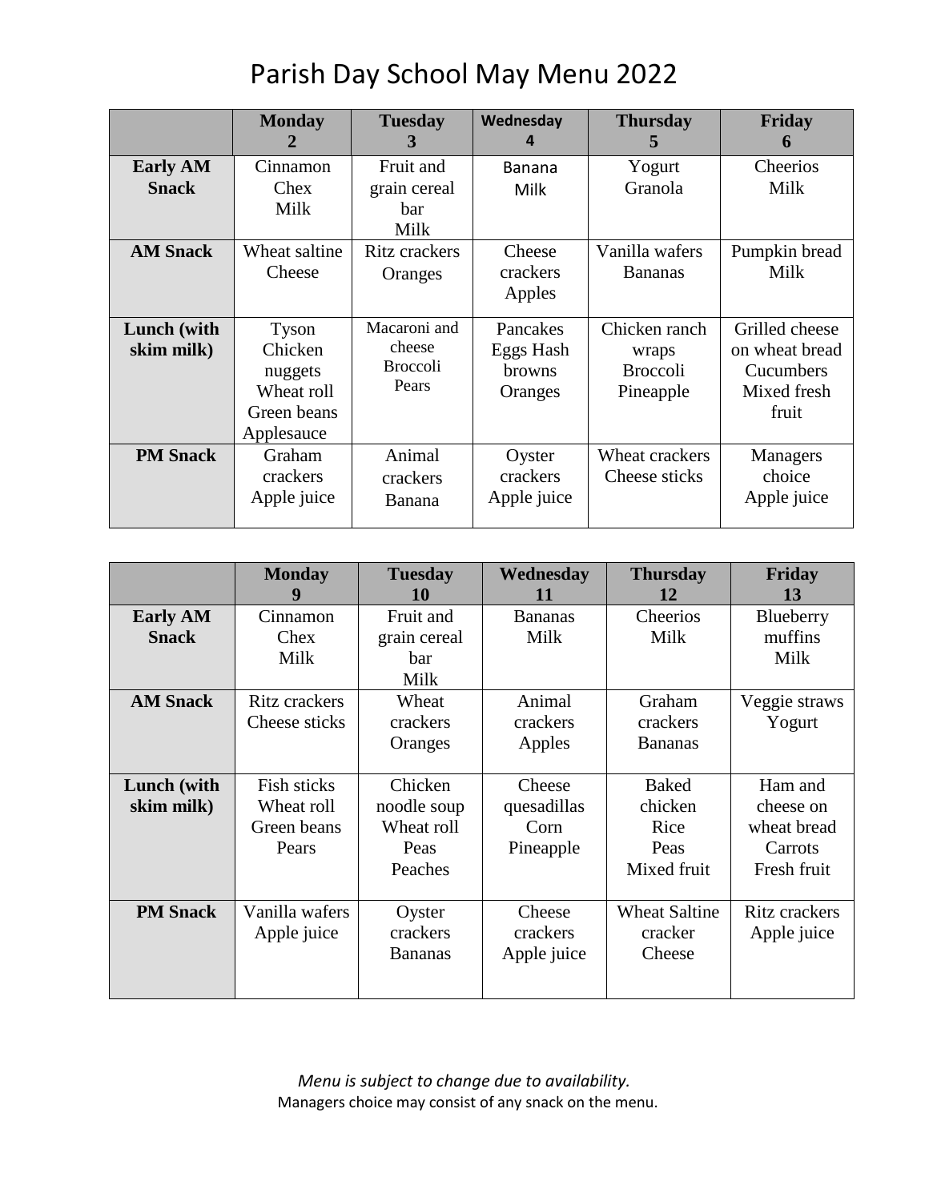# Parish Day School May Menu 2022

| | Monday 2 | Tuesday 3 | Wednesday 4 | Thursday 5 | Friday 6 |
|---|---|---|---|---|---|
| **Early AM Snack** | Cinnamon Chex Milk | Fruit and grain cereal bar Milk | Banana Milk | Yogurt Granola | Cheerios Milk |
| **AM Snack** | Wheat saltine Cheese | Ritz crackers Oranges | Cheese crackers Apples | Vanilla wafers Bananas | Pumpkin bread Milk |
| **Lunch (with skim milk)** | Tyson Chicken nuggets Wheat roll Green beans Applesauce | Macaroni and cheese Broccoli Pears | Pancakes Eggs Hash browns Oranges | Chicken ranch wraps Broccoli Pineapple | Grilled cheese on wheat bread Cucumbers Mixed fresh fruit |
| **PM Snack** | Graham crackers Apple juice | Animal crackers Banana | Oyster crackers Apple juice | Wheat crackers Cheese sticks | Managers choice Apple juice |

| | Monday 9 | Tuesday 10 | Wednesday 11 | Thursday 12 | Friday 13 |
|---|---|---|---|---|---|
| **Early AM Snack** | Cinnamon Chex Milk | Fruit and grain cereal bar Milk | Bananas Milk | Cheerios Milk | Blueberry muffins Milk |
| **AM Snack** | Ritz crackers Cheese sticks | Wheat crackers Oranges | Animal crackers Apples | Graham crackers Bananas | Veggie straws Yogurt |
| **Lunch (with skim milk)** | Fish sticks Wheat roll Green beans Pears | Chicken noodle soup Wheat roll Peas Peaches | Cheese quesadillas Corn Pineapple | Baked chicken Rice Peas Mixed fruit | Ham and cheese on wheat bread Carrots Fresh fruit |
| **PM Snack** | Vanilla wafers Apple juice | Oyster crackers Bananas | Cheese crackers Apple juice | Wheat Saltine cracker Cheese | Ritz crackers Apple juice |

*Menu is subject to change due to availability.*

Managers choice may consist of any snack on the menu.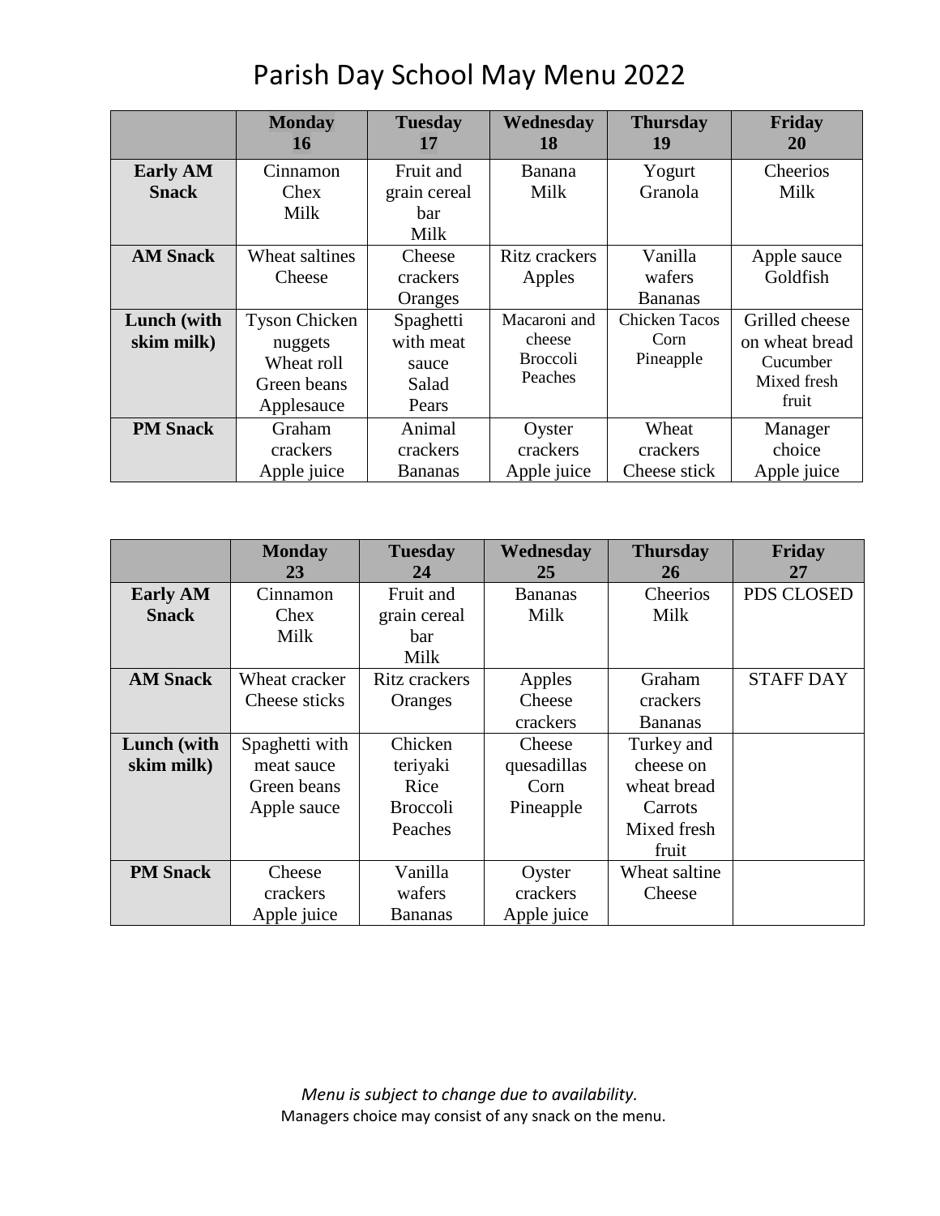# Parish Day School May Menu 2022

| | Monday 16 | Tuesday 17 | Wednesday 18 | Thursday 19 | Friday 20 |
|---|---|---|---|---|---|
| **Early AM Snack** | Cinnamon Chex Milk | Fruit and grain cereal bar Milk | Banana Milk | Yogurt Granola | Cheerios Milk |
| **AM Snack** | Wheat saltines Cheese | Cheese crackers Oranges | Ritz crackers Apples | Vanilla wafers Bananas | Apple sauce Goldfish |
| **Lunch (with skim milk)** | Tyson Chicken nuggets Wheat roll Green beans Applesauce | Spaghetti with meat sauce Salad Pears | Macaroni and cheese Broccoli Peaches | Chicken Tacos Corn Pineapple | Grilled cheese on wheat bread Cucumber Mixed fresh fruit |
| **PM Snack** | Graham crackers Apple juice | Animal crackers Bananas | Oyster crackers Apple juice | Wheat crackers Cheese stick | Manager choice Apple juice |

| | Monday 23 | Tuesday 24 | Wednesday 25 | Thursday 26 | Friday 27 |
|---|---|---|---|---|---|
| **Early AM Snack** | Cinnamon Chex Milk | Fruit and grain cereal bar Milk | Bananas Milk | Cheerios Milk | PDS CLOSED |
| **AM Snack** | Wheat cracker Cheese sticks | Ritz crackers Oranges | Apples Cheese crackers | Graham crackers Bananas | STAFF DAY |
| **Lunch (with skim milk)** | Spaghetti with meat sauce Green beans Apple sauce | Chicken teriyaki Rice Broccoli Peaches | Cheese quesadillas Corn Pineapple | Turkey and cheese on wheat bread Carrots Mixed fresh fruit | |
| **PM Snack** | Cheese crackers Apple juice | Vanilla wafers Bananas | Oyster crackers Apple juice | Wheat saltine Cheese | |

*Menu is subject to change due to availability.*

Managers choice may consist of any snack on the menu.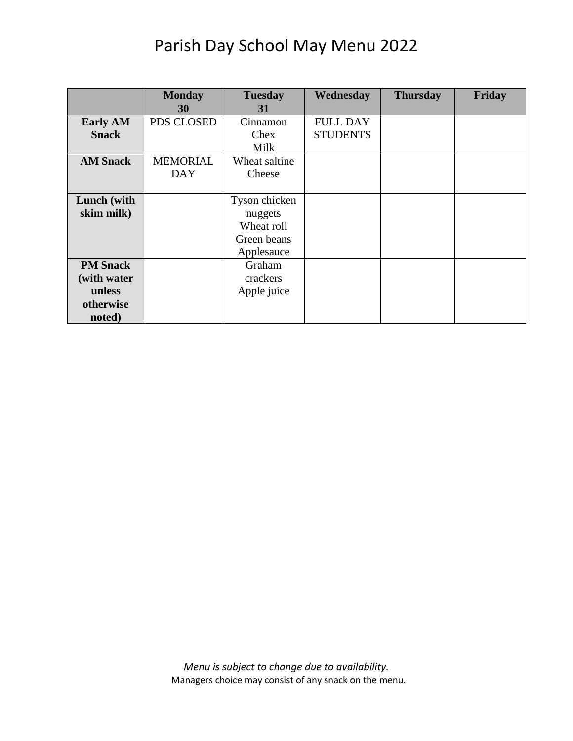# Parish Day School May Menu 2022

| | Monday 30 | Tuesday 31 | Wednesday | Thursday | Friday |
|---|---|---|---|---|---|
| **Early AM Snack** | PDS CLOSED | Cinnamon Chex Milk | FULL DAY STUDENTS | | |
| **AM Snack** | MEMORIAL DAY | Wheat saltine Cheese | | | |
| **Lunch (with skim milk)** | | Tyson chicken nuggets Wheat roll Green beans Applesauce | | | |
| **PM Snack (with water unless otherwise noted)** | | Graham crackers Apple juice | | | |

*Menu is subject to change due to availability.*

Managers choice may consist of any snack on the menu.